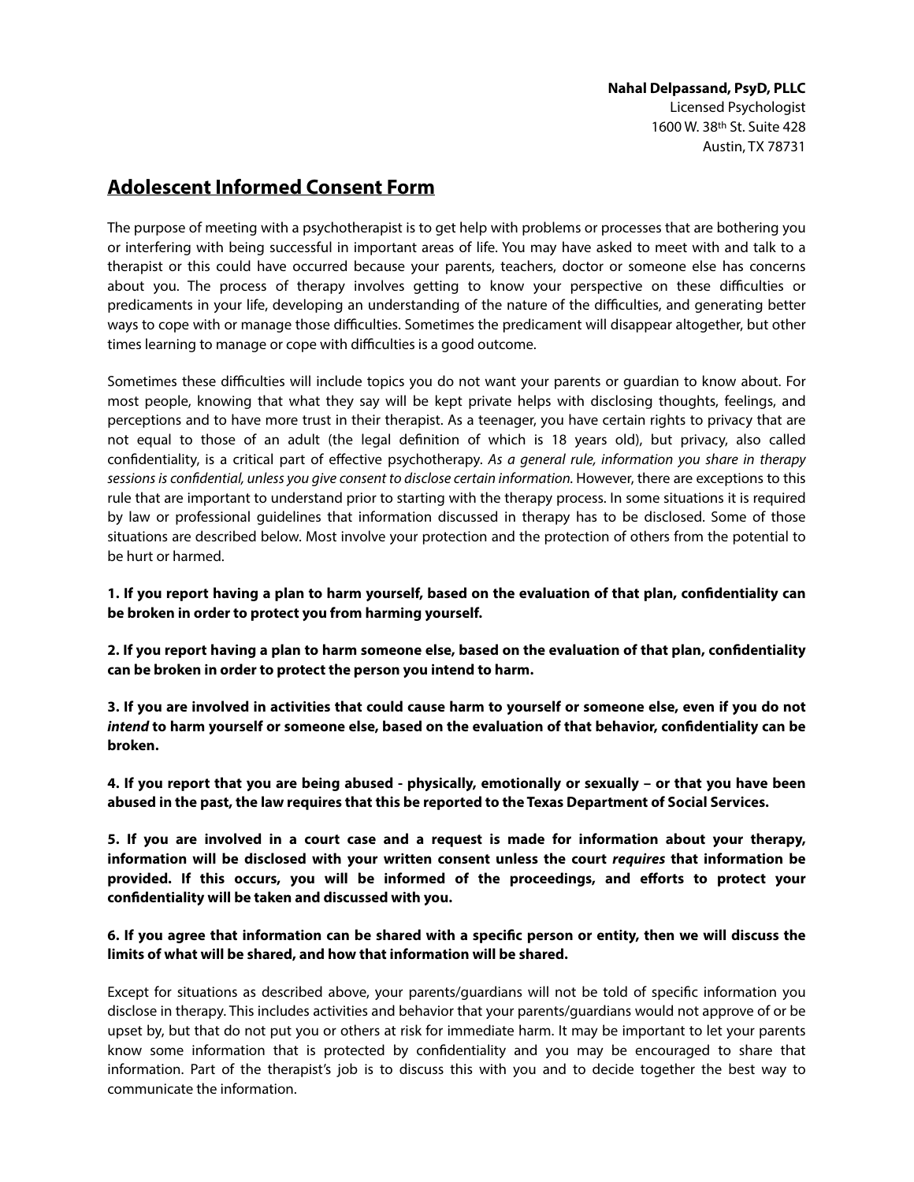**Nahal Delpassand, PsyD, PLLC**
Licensed Psychologist
1600 W. 38th St. Suite 428
Austin, TX 78731

## Adolescent Informed Consent Form

The purpose of meeting with a psychotherapist is to get help with problems or processes that are bothering you or interfering with being successful in important areas of life. You may have asked to meet with and talk to a therapist or this could have occurred because your parents, teachers, doctor or someone else has concerns about you. The process of therapy involves getting to know your perspective on these difficulties or predicaments in your life, developing an understanding of the nature of the difficulties, and generating better ways to cope with or manage those difficulties. Sometimes the predicament will disappear altogether, but other times learning to manage or cope with difficulties is a good outcome.

Sometimes these difficulties will include topics you do not want your parents or guardian to know about. For most people, knowing that what they say will be kept private helps with disclosing thoughts, feelings, and perceptions and to have more trust in their therapist. As a teenager, you have certain rights to privacy that are not equal to those of an adult (the legal definition of which is 18 years old), but privacy, also called confidentiality, is a critical part of effective psychotherapy. *As a general rule, information you share in therapy sessions is confidential, unless you give consent to disclose certain information.* However, there are exceptions to this rule that are important to understand prior to starting with the therapy process. In some situations it is required by law or professional guidelines that information discussed in therapy has to be disclosed. Some of those situations are described below. Most involve your protection and the protection of others from the potential to be hurt or harmed.

**1. If you report having a plan to harm yourself, based on the evaluation of that plan, confidentiality can be broken in order to protect you from harming yourself.**

**2. If you report having a plan to harm someone else, based on the evaluation of that plan, confidentiality can be broken in order to protect the person you intend to harm.**

**3. If you are involved in activities that could cause harm to yourself or someone else, even if you do not *intend* to harm yourself or someone else, based on the evaluation of that behavior, confidentiality can be broken.**

**4. If you report that you are being abused - physically, emotionally or sexually – or that you have been abused in the past, the law requires that this be reported to the Texas Department of Social Services.**

**5. If you are involved in a court case and a request is made for information about your therapy, information will be disclosed with your written consent unless the court *requires* that information be provided. If this occurs, you will be informed of the proceedings, and efforts to protect your confidentiality will be taken and discussed with you.**

**6. If you agree that information can be shared with a specific person or entity, then we will discuss the limits of what will be shared, and how that information will be shared.**

Except for situations as described above, your parents/guardians will not be told of specific information you disclose in therapy. This includes activities and behavior that your parents/guardians would not approve of or be upset by, but that do not put you or others at risk for immediate harm. It may be important to let your parents know some information that is protected by confidentiality and you may be encouraged to share that information. Part of the therapist's job is to discuss this with you and to decide together the best way to communicate the information.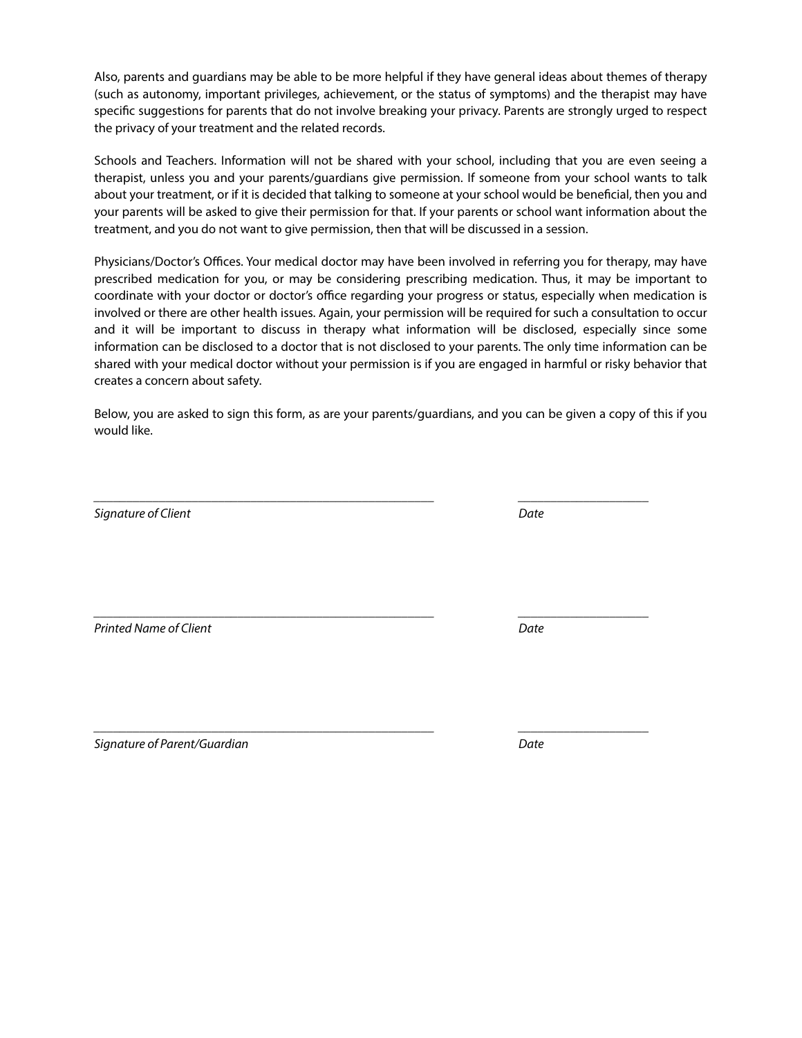Also, parents and guardians may be able to be more helpful if they have general ideas about themes of therapy (such as autonomy, important privileges, achievement, or the status of symptoms) and the therapist may have specific suggestions for parents that do not involve breaking your privacy. Parents are strongly urged to respect the privacy of your treatment and the related records.

Schools and Teachers. Information will not be shared with your school, including that you are even seeing a therapist, unless you and your parents/guardians give permission. If someone from your school wants to talk about your treatment, or if it is decided that talking to someone at your school would be beneficial, then you and your parents will be asked to give their permission for that. If your parents or school want information about the treatment, and you do not want to give permission, then that will be discussed in a session.

Physicians/Doctor's Offices. Your medical doctor may have been involved in referring you for therapy, may have prescribed medication for you, or may be considering prescribing medication. Thus, it may be important to coordinate with your doctor or doctor's office regarding your progress or status, especially when medication is involved or there are other health issues. Again, your permission will be required for such a consultation to occur and it will be important to discuss in therapy what information will be disclosed, especially since some information can be disclosed to a doctor that is not disclosed to your parents. The only time information can be shared with your medical doctor without your permission is if you are engaged in harmful or risky behavior that creates a concern about safety.

Below, you are asked to sign this form, as are your parents/guardians, and you can be given a copy of this if you would like.

_______________________________________________ ____________________

*Signature of Client* *Date*

_______________________________________________ ____________________

*Printed Name of Client* *Date*

_______________________________________________ ____________________

*Signature of Parent/Guardian* *Date*